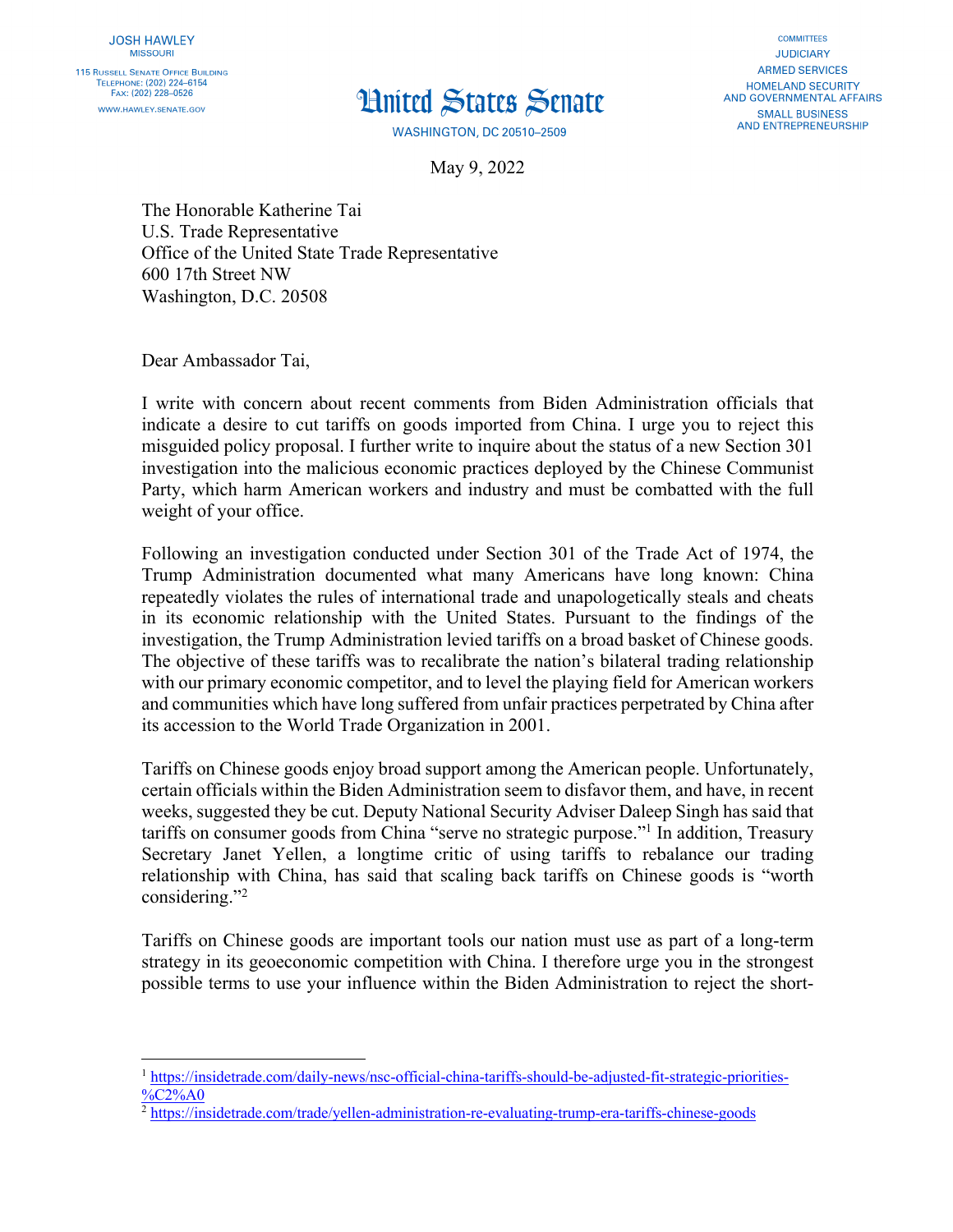JOSH HAWLEY
MISSOURI

115 Russell Senate Office Building
Telephone: (202) 224–6154
Fax: (202) 228–0526
www.hawley.senate.gov

# United States Senate

WASHINGTON, DC 20510–2509

COMMITTEES
JUDICIARY
ARMED SERVICES
HOMELAND SECURITY AND GOVERNMENTAL AFFAIRS
SMALL BUSINESS AND ENTREPRENEURSHIP

May 9, 2022

The Honorable Katherine Tai
U.S. Trade Representative
Office of the United State Trade Representative
600 17th Street NW
Washington, D.C. 20508

Dear Ambassador Tai,

I write with concern about recent comments from Biden Administration officials that indicate a desire to cut tariffs on goods imported from China. I urge you to reject this misguided policy proposal. I further write to inquire about the status of a new Section 301 investigation into the malicious economic practices deployed by the Chinese Communist Party, which harm American workers and industry and must be combatted with the full weight of your office.

Following an investigation conducted under Section 301 of the Trade Act of 1974, the Trump Administration documented what many Americans have long known: China repeatedly violates the rules of international trade and unapologetically steals and cheats in its economic relationship with the United States. Pursuant to the findings of the investigation, the Trump Administration levied tariffs on a broad basket of Chinese goods. The objective of these tariffs was to recalibrate the nation's bilateral trading relationship with our primary economic competitor, and to level the playing field for American workers and communities which have long suffered from unfair practices perpetrated by China after its accession to the World Trade Organization in 2001.

Tariffs on Chinese goods enjoy broad support among the American people. Unfortunately, certain officials within the Biden Administration seem to disfavor them, and have, in recent weeks, suggested they be cut. Deputy National Security Adviser Daleep Singh has said that tariffs on consumer goods from China "serve no strategic purpose."[1] In addition, Treasury Secretary Janet Yellen, a longtime critic of using tariffs to rebalance our trading relationship with China, has said that scaling back tariffs on Chinese goods is "worth considering."[2]

Tariffs on Chinese goods are important tools our nation must use as part of a long-term strategy in its geoeconomic competition with China. I therefore urge you in the strongest possible terms to use your influence within the Biden Administration to reject the short-

---

[1] https://insidetrade.com/daily-news/nsc-official-china-tariffs-should-be-adjusted-fit-strategic-priorities-%C2%A0

[2] https://insidetrade.com/trade/yellen-administration-re-evaluating-trump-era-tariffs-chinese-goods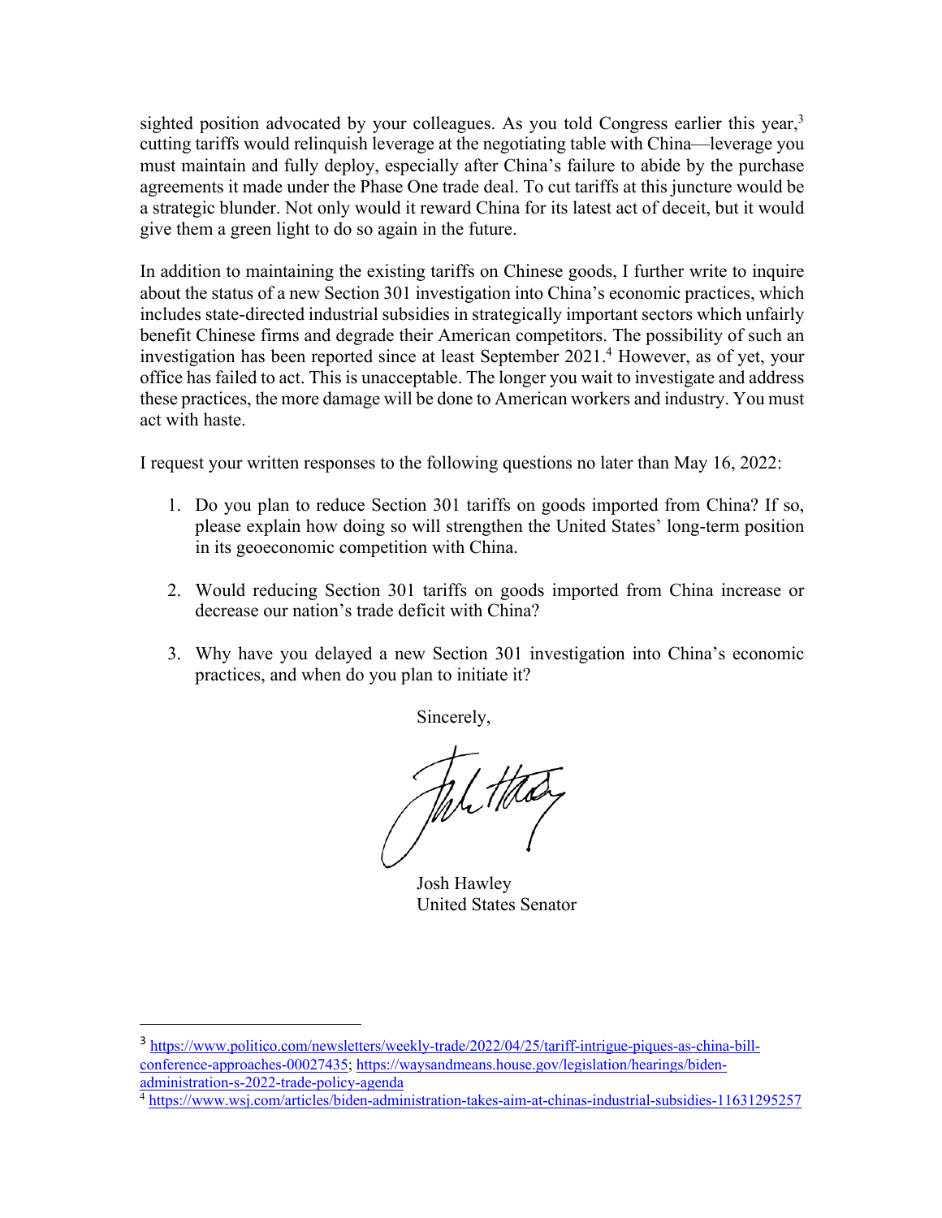sighted position advocated by your colleagues. As you told Congress earlier this year,[3] cutting tariffs would relinquish leverage at the negotiating table with China—leverage you must maintain and fully deploy, especially after China's failure to abide by the purchase agreements it made under the Phase One trade deal. To cut tariffs at this juncture would be a strategic blunder. Not only would it reward China for its latest act of deceit, but it would give them a green light to do so again in the future.

In addition to maintaining the existing tariffs on Chinese goods, I further write to inquire about the status of a new Section 301 investigation into China's economic practices, which includes state-directed industrial subsidies in strategically important sectors which unfairly benefit Chinese firms and degrade their American competitors. The possibility of such an investigation has been reported since at least September 2021.[4] However, as of yet, your office has failed to act. This is unacceptable. The longer you wait to investigate and address these practices, the more damage will be done to American workers and industry. You must act with haste.

I request your written responses to the following questions no later than May 16, 2022:

1. Do you plan to reduce Section 301 tariffs on goods imported from China? If so, please explain how doing so will strengthen the United States' long-term position in its geoeconomic competition with China.

2. Would reducing Section 301 tariffs on goods imported from China increase or decrease our nation's trade deficit with China?

3. Why have you delayed a new Section 301 investigation into China's economic practices, and when do you plan to initiate it?

Sincerely,

Josh Hawley
United States Senator

---

[3] https://www.politico.com/newsletters/weekly-trade/2022/04/25/tariff-intrigue-piques-as-china-bill-conference-approaches-00027435; https://waysandmeans.house.gov/legislation/hearings/biden-administration-s-2022-trade-policy-agenda

[4] https://www.wsj.com/articles/biden-administration-takes-aim-at-chinas-industrial-subsidies-11631295257